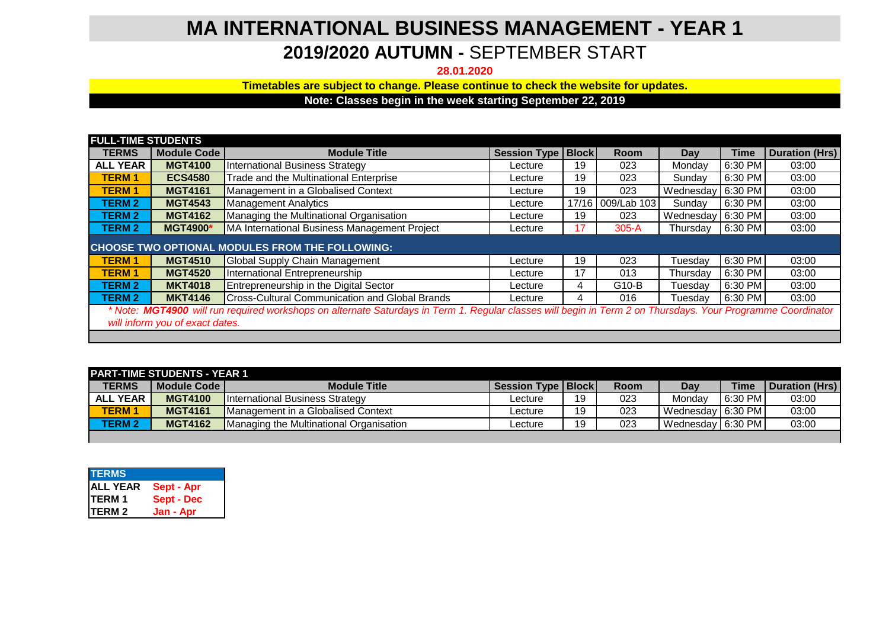# MA INTERNATIONAL BUSINESS MANAGEMENT - YEAR 1

## 2019/2020 AUTUMN - SEPTEMBER START

**28.01.2020**

**Timetables are subject to change. Please continue to check the website for updates.**

**Note: Classes begin in the week starting September 22, 2019**

**FULL-TIME STUDENTS**

| TERMS | Module Code | Module Title | Session Type | Block | Room | Day | Time | Duration (Hrs) |
|---|---|---|---|---|---|---|---|---|
| ALL YEAR | MGT4100 | International Business Strategy | Lecture | 19 | 023 | Monday | 6:30 PM | 03:00 |
| TERM 1 | ECS4580 | Trade and the Multinational Enterprise | Lecture | 19 | 023 | Sunday | 6:30 PM | 03:00 |
| TERM 1 | MGT4161 | Management in a Globalised Context | Lecture | 19 | 023 | Wednesday | 6:30 PM | 03:00 |
| TERM 2 | MGT4543 | Management Analytics | Lecture | 17/16 | 009/Lab 103 | Sunday | 6:30 PM | 03:00 |
| TERM 2 | MGT4162 | Managing the Multinational Organisation | Lecture | 19 | 023 | Wednesday | 6:30 PM | 03:00 |
| TERM 2 | MGT4900* | MA International Business Management Project | Lecture | 17 | 305-A | Thursday | 6:30 PM | 03:00 |
| **CHOOSE TWO OPTIONAL MODULES FROM THE FOLLOWING:** | | | | | | | | |
| TERM 1 | MGT4510 | Global Supply Chain Management | Lecture | 19 | 023 | Tuesday | 6:30 PM | 03:00 |
| TERM 1 | MGT4520 | International Entrepreneurship | Lecture | 17 | 013 | Thursday | 6:30 PM | 03:00 |
| TERM 2 | MKT4018 | Entrepreneurship in the Digital Sector | Lecture | 4 | G10-B | Tuesday | 6:30 PM | 03:00 |
| TERM 2 | MKT4146 | Cross-Cultural Communication and Global Brands | Lecture | 4 | 016 | Tuesday | 6:30 PM | 03:00 |

*\* Note: **MGT4900** will run required workshops on alternate Saturdays in Term 1. Regular classes will begin in Term 2 on Thursdays. Your Programme Coordinator will inform you of exact dates.*

**PART-TIME STUDENTS - YEAR 1**

| TERMS | Module Code | Module Title | Session Type | Block | Room | Day | Time | Duration (Hrs) |
|---|---|---|---|---|---|---|---|---|
| ALL YEAR | MGT4100 | International Business Strategy | Lecture | 19 | 023 | Monday | 6:30 PM | 03:00 |
| TERM 1 | MGT4161 | Management in a Globalised Context | Lecture | 19 | 023 | Wednesday | 6:30 PM | 03:00 |
| TERM 2 | MGT4162 | Managing the Multinational Organisation | Lecture | 19 | 023 | Wednesday | 6:30 PM | 03:00 |

| TERMS | |
|---|---|
| ALL YEAR | Sept - Apr |
| TERM 1 | Sept - Dec |
| TERM 2 | Jan - Apr |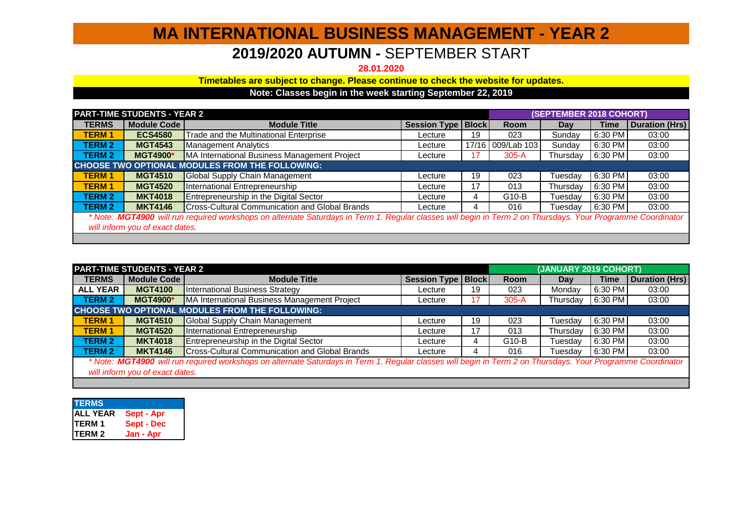# MA INTERNATIONAL BUSINESS MANAGEMENT - YEAR 2

## 2019/2020 AUTUMN - SEPTEMBER START

**28.01.2020**

**Timetables are subject to change. Please continue to check the website for updates.**

**Note: Classes begin in the week starting September 22, 2019**

| PART-TIME STUDENTS - YEAR 2 | | | | | (SEPTEMBER 2018 COHORT) | | | |
|---|---|---|---|---|---|---|---|---|
| **TERMS** | **Module Code** | **Module Title** | **Session Type** | **Block** | **Room** | **Day** | **Time** | **Duration (Hrs)** |
| **TERM 1** | **ECS4580** | Trade and the Multinational Enterprise | Lecture | 19 | 023 | Sunday | 6:30 PM | 03:00 |
| **TERM 2** | **MGT4543** | Management Analytics | Lecture | 17/16 | 009/Lab 103 | Sunday | 6:30 PM | 03:00 |
| **TERM 2** | **MGT4900*** | MA International Business Management Project | Lecture | 17 | 305-A | Thursday | 6:30 PM | 03:00 |
| **CHOOSE TWO OPTIONAL MODULES FROM THE FOLLOWING:** | | | | | | | | |
| **TERM 1** | **MGT4510** | Global Supply Chain Management | Lecture | 19 | 023 | Tuesday | 6:30 PM | 03:00 |
| **TERM 1** | **MGT4520** | International Entrepreneurship | Lecture | 17 | 013 | Thursday | 6:30 PM | 03:00 |
| **TERM 2** | **MKT4018** | Entrepreneurship in the Digital Sector | Lecture | 4 | G10-B | Tuesday | 6:30 PM | 03:00 |
| **TERM 2** | **MKT4146** | Cross-Cultural Communication and Global Brands | Lecture | 4 | 016 | Tuesday | 6:30 PM | 03:00 |

*\* Note: **MGT4900** will run required workshops on alternate Saturdays in Term 1. Regular classes will begin in Term 2 on Thursdays. Your Programme Coordinator will inform you of exact dates.*

| PART-TIME STUDENTS - YEAR 2 | | | | | (JANUARY 2019 COHORT) | | | |
|---|---|---|---|---|---|---|---|---|
| **TERMS** | **Module Code** | **Module Title** | **Session Type** | **Block** | **Room** | **Day** | **Time** | **Duration (Hrs)** |
| **ALL YEAR** | **MGT4100** | International Business Strategy | Lecture | 19 | 023 | Monday | 6:30 PM | 03:00 |
| **TERM 2** | **MGT4900*** | MA International Business Management Project | Lecture | 17 | 305-A | Thursday | 6:30 PM | 03:00 |
| **CHOOSE TWO OPTIONAL MODULES FROM THE FOLLOWING:** | | | | | | | | |
| **TERM 1** | **MGT4510** | Global Supply Chain Management | Lecture | 19 | 023 | Tuesday | 6:30 PM | 03:00 |
| **TERM 1** | **MGT4520** | International Entrepreneurship | Lecture | 17 | 013 | Thursday | 6:30 PM | 03:00 |
| **TERM 2** | **MKT4018** | Entrepreneurship in the Digital Sector | Lecture | 4 | G10-B | Tuesday | 6:30 PM | 03:00 |
| **TERM 2** | **MKT4146** | Cross-Cultural Communication and Global Brands | Lecture | 4 | 016 | Tuesday | 6:30 PM | 03:00 |

*\* Note: **MGT4900** will run required workshops on alternate Saturdays in Term 1. Regular classes will begin in Term 2 on Thursdays. Your Programme Coordinator will inform you of exact dates.*

| TERMS | |
|---|---|
| **ALL YEAR** | **Sept - Apr** |
| **TERM 1** | **Sept - Dec** |
| **TERM 2** | **Jan - Apr** |